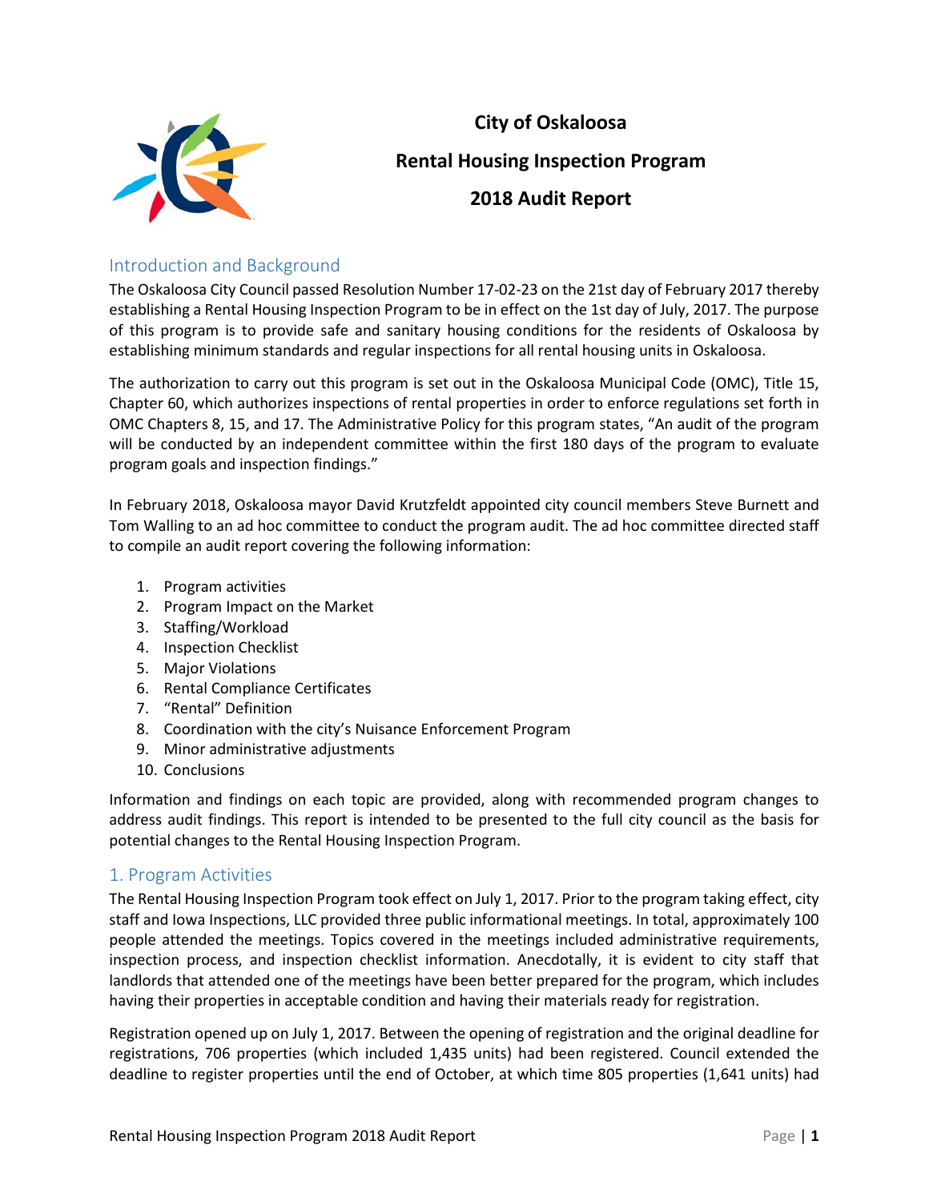# City of Oskaloosa

# Rental Housing Inspection Program

# 2018 Audit Report

## Introduction and Background

The Oskaloosa City Council passed Resolution Number 17-02-23 on the 21st day of February 2017 thereby establishing a Rental Housing Inspection Program to be in effect on the 1st day of July, 2017. The purpose of this program is to provide safe and sanitary housing conditions for the residents of Oskaloosa by establishing minimum standards and regular inspections for all rental housing units in Oskaloosa.

The authorization to carry out this program is set out in the Oskaloosa Municipal Code (OMC), Title 15, Chapter 60, which authorizes inspections of rental properties in order to enforce regulations set forth in OMC Chapters 8, 15, and 17. The Administrative Policy for this program states, "An audit of the program will be conducted by an independent committee within the first 180 days of the program to evaluate program goals and inspection findings."

In February 2018, Oskaloosa mayor David Krutzfeldt appointed city council members Steve Burnett and Tom Walling to an ad hoc committee to conduct the program audit. The ad hoc committee directed staff to compile an audit report covering the following information:

1. Program activities
2. Program Impact on the Market
3. Staffing/Workload
4. Inspection Checklist
5. Major Violations
6. Rental Compliance Certificates
7. "Rental" Definition
8. Coordination with the city's Nuisance Enforcement Program
9. Minor administrative adjustments
10. Conclusions

Information and findings on each topic are provided, along with recommended program changes to address audit findings. This report is intended to be presented to the full city council as the basis for potential changes to the Rental Housing Inspection Program.

## 1. Program Activities

The Rental Housing Inspection Program took effect on July 1, 2017. Prior to the program taking effect, city staff and Iowa Inspections, LLC provided three public informational meetings. In total, approximately 100 people attended the meetings. Topics covered in the meetings included administrative requirements, inspection process, and inspection checklist information. Anecdotally, it is evident to city staff that landlords that attended one of the meetings have been better prepared for the program, which includes having their properties in acceptable condition and having their materials ready for registration.

Registration opened up on July 1, 2017. Between the opening of registration and the original deadline for registrations, 706 properties (which included 1,435 units) had been registered. Council extended the deadline to register properties until the end of October, at which time 805 properties (1,641 units) had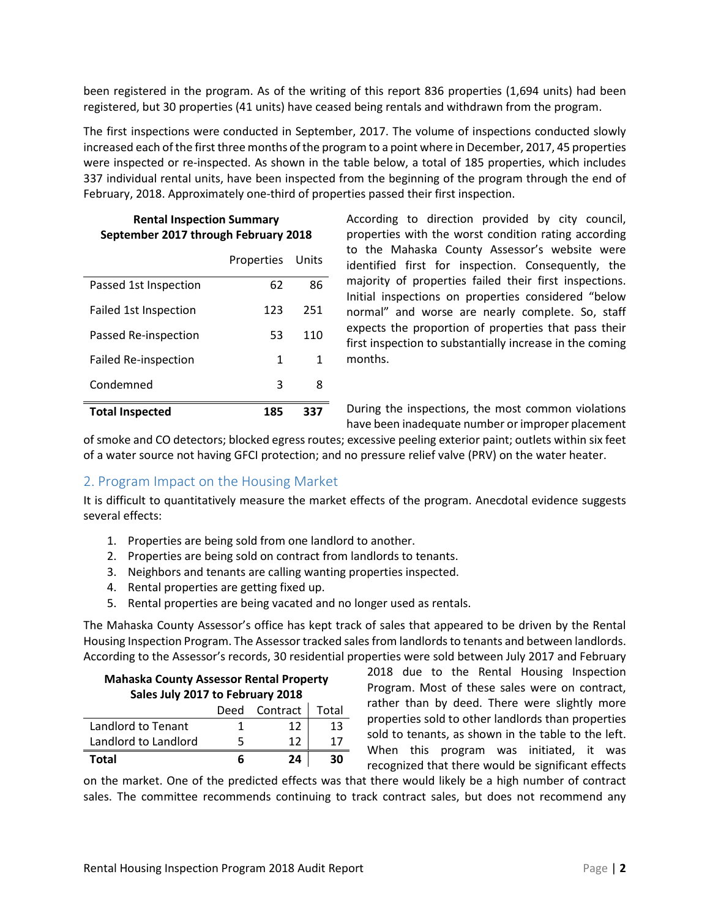been registered in the program. As of the writing of this report 836 properties (1,694 units) had been registered, but 30 properties (41 units) have ceased being rentals and withdrawn from the program.

The first inspections were conducted in September, 2017. The volume of inspections conducted slowly increased each of the first three months of the program to a point where in December, 2017, 45 properties were inspected or re-inspected. As shown in the table below, a total of 185 properties, which includes 337 individual rental units, have been inspected from the beginning of the program through the end of February, 2018. Approximately one-third of properties passed their first inspection.

**Rental Inspection Summary**
**September 2017 through February 2018**

| | Properties | Units |
|---|---|---|
| Passed 1st Inspection | 62 | 86 |
| Failed 1st Inspection | 123 | 251 |
| Passed Re-inspection | 53 | 110 |
| Failed Re-inspection | 1 | 1 |
| Condemned | 3 | 8 |
| **Total Inspected** | **185** | **337** |

According to direction provided by city council, properties with the worst condition rating according to the Mahaska County Assessor's website were identified first for inspection. Consequently, the majority of properties failed their first inspections. Initial inspections on properties considered "below normal" and worse are nearly complete. So, staff expects the proportion of properties that pass their first inspection to substantially increase in the coming months.

During the inspections, the most common violations have been inadequate number or improper placement of smoke and CO detectors; blocked egress routes; excessive peeling exterior paint; outlets within six feet of a water source not having GFCI protection; and no pressure relief valve (PRV) on the water heater.

## 2. Program Impact on the Housing Market

It is difficult to quantitatively measure the market effects of the program. Anecdotal evidence suggests several effects:

1. Properties are being sold from one landlord to another.
2. Properties are being sold on contract from landlords to tenants.
3. Neighbors and tenants are calling wanting properties inspected.
4. Rental properties are getting fixed up.
5. Rental properties are being vacated and no longer used as rentals.

The Mahaska County Assessor's office has kept track of sales that appeared to be driven by the Rental Housing Inspection Program. The Assessor tracked sales from landlords to tenants and between landlords. According to the Assessor's records, 30 residential properties were sold between July 2017 and February 2018 due to the Rental Housing Inspection Program. Most of these sales were on contract, rather than by deed. There were slightly more properties sold to other landlords than properties sold to tenants, as shown in the table to the left. When this program was initiated, it was recognized that there would be significant effects on the market. One of the predicted effects was that there would likely be a high number of contract sales. The committee recommends continuing to track contract sales, but does not recommend any

**Mahaska County Assessor Rental Property Sales July 2017 to February 2018**

| | Deed | Contract | Total |
|---|---|---|---|
| Landlord to Tenant | 1 | 12 | 13 |
| Landlord to Landlord | 5 | 12 | 17 |
| **Total** | **6** | **24** | **30** |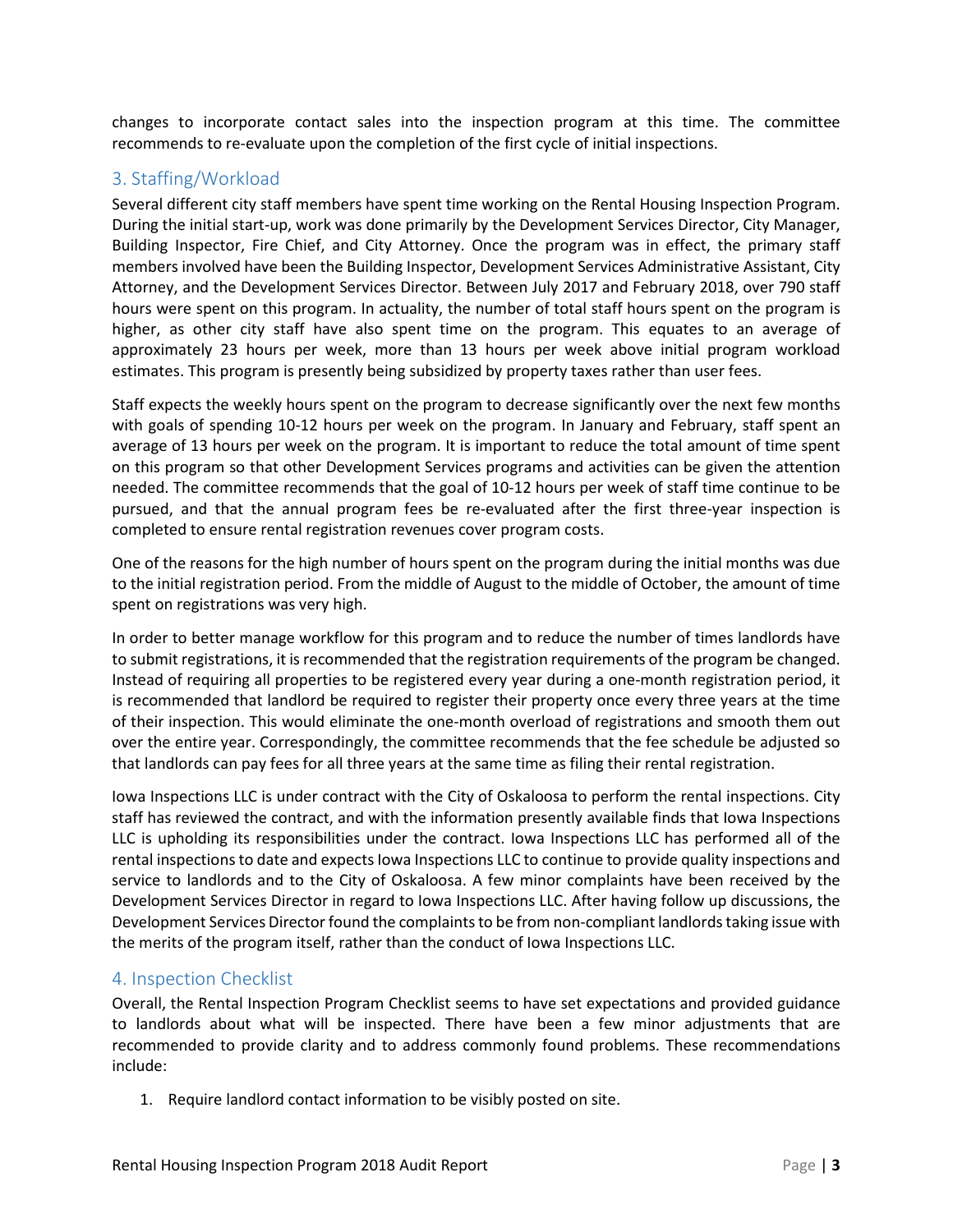changes to incorporate contact sales into the inspection program at this time. The committee recommends to re-evaluate upon the completion of the first cycle of initial inspections.

## 3. Staffing/Workload

Several different city staff members have spent time working on the Rental Housing Inspection Program. During the initial start-up, work was done primarily by the Development Services Director, City Manager, Building Inspector, Fire Chief, and City Attorney. Once the program was in effect, the primary staff members involved have been the Building Inspector, Development Services Administrative Assistant, City Attorney, and the Development Services Director. Between July 2017 and February 2018, over 790 staff hours were spent on this program. In actuality, the number of total staff hours spent on the program is higher, as other city staff have also spent time on the program. This equates to an average of approximately 23 hours per week, more than 13 hours per week above initial program workload estimates. This program is presently being subsidized by property taxes rather than user fees.

Staff expects the weekly hours spent on the program to decrease significantly over the next few months with goals of spending 10-12 hours per week on the program. In January and February, staff spent an average of 13 hours per week on the program. It is important to reduce the total amount of time spent on this program so that other Development Services programs and activities can be given the attention needed. The committee recommends that the goal of 10-12 hours per week of staff time continue to be pursued, and that the annual program fees be re-evaluated after the first three-year inspection is completed to ensure rental registration revenues cover program costs.

One of the reasons for the high number of hours spent on the program during the initial months was due to the initial registration period. From the middle of August to the middle of October, the amount of time spent on registrations was very high.

In order to better manage workflow for this program and to reduce the number of times landlords have to submit registrations, it is recommended that the registration requirements of the program be changed. Instead of requiring all properties to be registered every year during a one-month registration period, it is recommended that landlord be required to register their property once every three years at the time of their inspection. This would eliminate the one-month overload of registrations and smooth them out over the entire year. Correspondingly, the committee recommends that the fee schedule be adjusted so that landlords can pay fees for all three years at the same time as filing their rental registration.

Iowa Inspections LLC is under contract with the City of Oskaloosa to perform the rental inspections. City staff has reviewed the contract, and with the information presently available finds that Iowa Inspections LLC is upholding its responsibilities under the contract. Iowa Inspections LLC has performed all of the rental inspections to date and expects Iowa Inspections LLC to continue to provide quality inspections and service to landlords and to the City of Oskaloosa. A few minor complaints have been received by the Development Services Director in regard to Iowa Inspections LLC. After having follow up discussions, the Development Services Director found the complaints to be from non-compliant landlords taking issue with the merits of the program itself, rather than the conduct of Iowa Inspections LLC.

## 4. Inspection Checklist

Overall, the Rental Inspection Program Checklist seems to have set expectations and provided guidance to landlords about what will be inspected. There have been a few minor adjustments that are recommended to provide clarity and to address commonly found problems. These recommendations include:

1. Require landlord contact information to be visibly posted on site.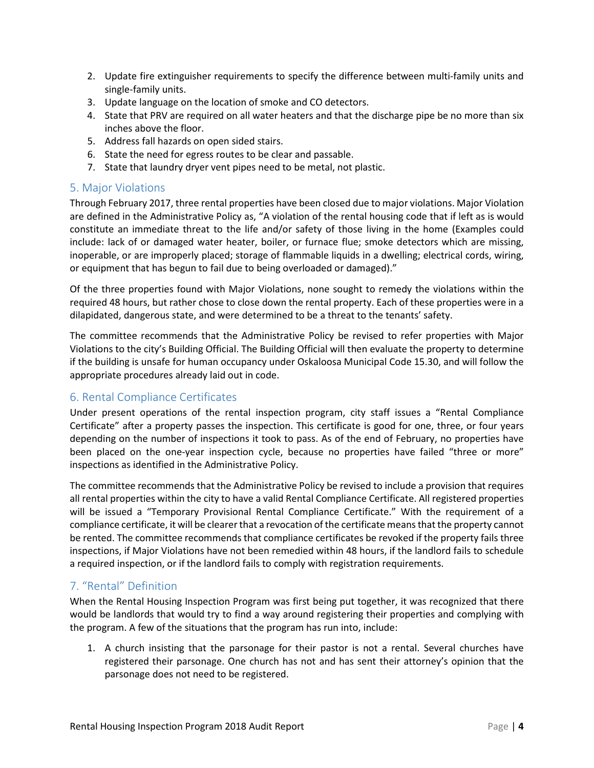2. Update fire extinguisher requirements to specify the difference between multi-family units and single-family units.
3. Update language on the location of smoke and CO detectors.
4. State that PRV are required on all water heaters and that the discharge pipe be no more than six inches above the floor.
5. Address fall hazards on open sided stairs.
6. State the need for egress routes to be clear and passable.
7. State that laundry dryer vent pipes need to be metal, not plastic.

## 5. Major Violations

Through February 2017, three rental properties have been closed due to major violations. Major Violation are defined in the Administrative Policy as, "A violation of the rental housing code that if left as is would constitute an immediate threat to the life and/or safety of those living in the home (Examples could include: lack of or damaged water heater, boiler, or furnace flue; smoke detectors which are missing, inoperable, or are improperly placed; storage of flammable liquids in a dwelling; electrical cords, wiring, or equipment that has begun to fail due to being overloaded or damaged)."

Of the three properties found with Major Violations, none sought to remedy the violations within the required 48 hours, but rather chose to close down the rental property. Each of these properties were in a dilapidated, dangerous state, and were determined to be a threat to the tenants' safety.

The committee recommends that the Administrative Policy be revised to refer properties with Major Violations to the city's Building Official. The Building Official will then evaluate the property to determine if the building is unsafe for human occupancy under Oskaloosa Municipal Code 15.30, and will follow the appropriate procedures already laid out in code.

## 6. Rental Compliance Certificates

Under present operations of the rental inspection program, city staff issues a "Rental Compliance Certificate" after a property passes the inspection. This certificate is good for one, three, or four years depending on the number of inspections it took to pass. As of the end of February, no properties have been placed on the one-year inspection cycle, because no properties have failed "three or more" inspections as identified in the Administrative Policy.

The committee recommends that the Administrative Policy be revised to include a provision that requires all rental properties within the city to have a valid Rental Compliance Certificate. All registered properties will be issued a "Temporary Provisional Rental Compliance Certificate." With the requirement of a compliance certificate, it will be clearer that a revocation of the certificate means that the property cannot be rented. The committee recommends that compliance certificates be revoked if the property fails three inspections, if Major Violations have not been remedied within 48 hours, if the landlord fails to schedule a required inspection, or if the landlord fails to comply with registration requirements.

## 7. "Rental" Definition

When the Rental Housing Inspection Program was first being put together, it was recognized that there would be landlords that would try to find a way around registering their properties and complying with the program. A few of the situations that the program has run into, include:

1. A church insisting that the parsonage for their pastor is not a rental. Several churches have registered their parsonage. One church has not and has sent their attorney's opinion that the parsonage does not need to be registered.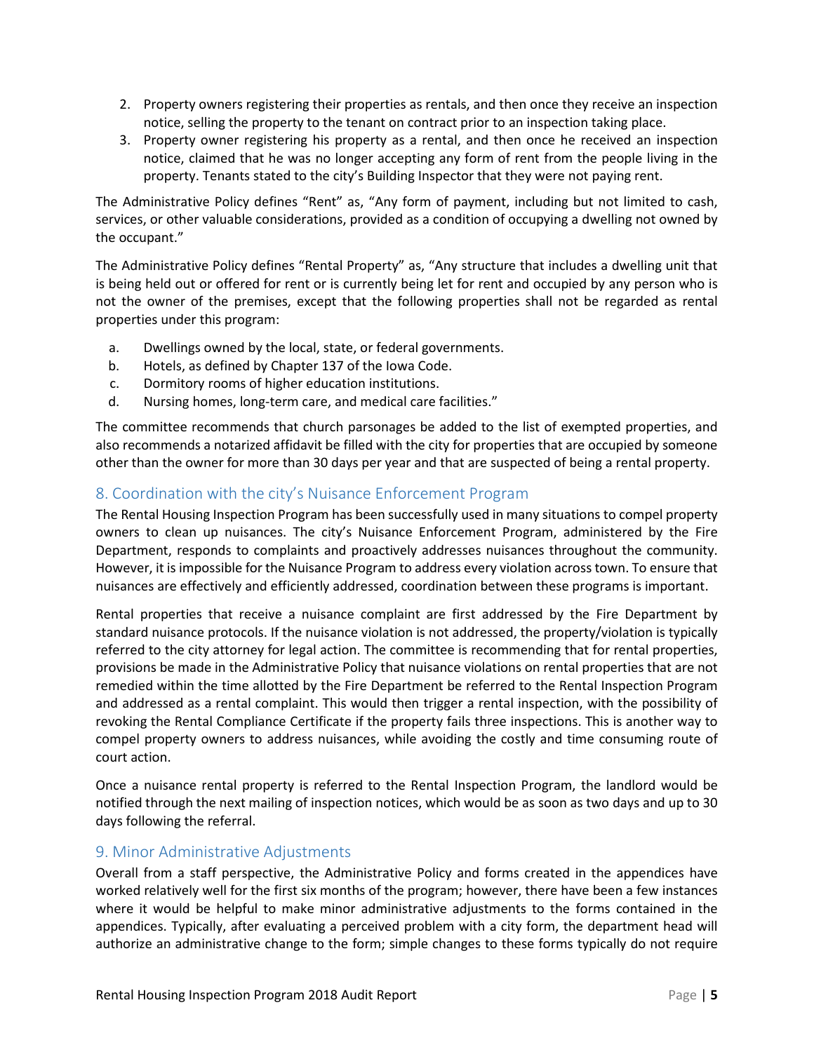2. Property owners registering their properties as rentals, and then once they receive an inspection notice, selling the property to the tenant on contract prior to an inspection taking place.
3. Property owner registering his property as a rental, and then once he received an inspection notice, claimed that he was no longer accepting any form of rent from the people living in the property. Tenants stated to the city's Building Inspector that they were not paying rent.

The Administrative Policy defines "Rent" as, "Any form of payment, including but not limited to cash, services, or other valuable considerations, provided as a condition of occupying a dwelling not owned by the occupant."

The Administrative Policy defines "Rental Property" as, "Any structure that includes a dwelling unit that is being held out or offered for rent or is currently being let for rent and occupied by any person who is not the owner of the premises, except that the following properties shall not be regarded as rental properties under this program:

a. Dwellings owned by the local, state, or federal governments.
b. Hotels, as defined by Chapter 137 of the Iowa Code.
c. Dormitory rooms of higher education institutions.
d. Nursing homes, long-term care, and medical care facilities."

The committee recommends that church parsonages be added to the list of exempted properties, and also recommends a notarized affidavit be filled with the city for properties that are occupied by someone other than the owner for more than 30 days per year and that are suspected of being a rental property.

## 8. Coordination with the city's Nuisance Enforcement Program

The Rental Housing Inspection Program has been successfully used in many situations to compel property owners to clean up nuisances. The city's Nuisance Enforcement Program, administered by the Fire Department, responds to complaints and proactively addresses nuisances throughout the community. However, it is impossible for the Nuisance Program to address every violation across town. To ensure that nuisances are effectively and efficiently addressed, coordination between these programs is important.

Rental properties that receive a nuisance complaint are first addressed by the Fire Department by standard nuisance protocols. If the nuisance violation is not addressed, the property/violation is typically referred to the city attorney for legal action. The committee is recommending that for rental properties, provisions be made in the Administrative Policy that nuisance violations on rental properties that are not remedied within the time allotted by the Fire Department be referred to the Rental Inspection Program and addressed as a rental complaint. This would then trigger a rental inspection, with the possibility of revoking the Rental Compliance Certificate if the property fails three inspections. This is another way to compel property owners to address nuisances, while avoiding the costly and time consuming route of court action.

Once a nuisance rental property is referred to the Rental Inspection Program, the landlord would be notified through the next mailing of inspection notices, which would be as soon as two days and up to 30 days following the referral.

## 9. Minor Administrative Adjustments

Overall from a staff perspective, the Administrative Policy and forms created in the appendices have worked relatively well for the first six months of the program; however, there have been a few instances where it would be helpful to make minor administrative adjustments to the forms contained in the appendices. Typically, after evaluating a perceived problem with a city form, the department head will authorize an administrative change to the form; simple changes to these forms typically do not require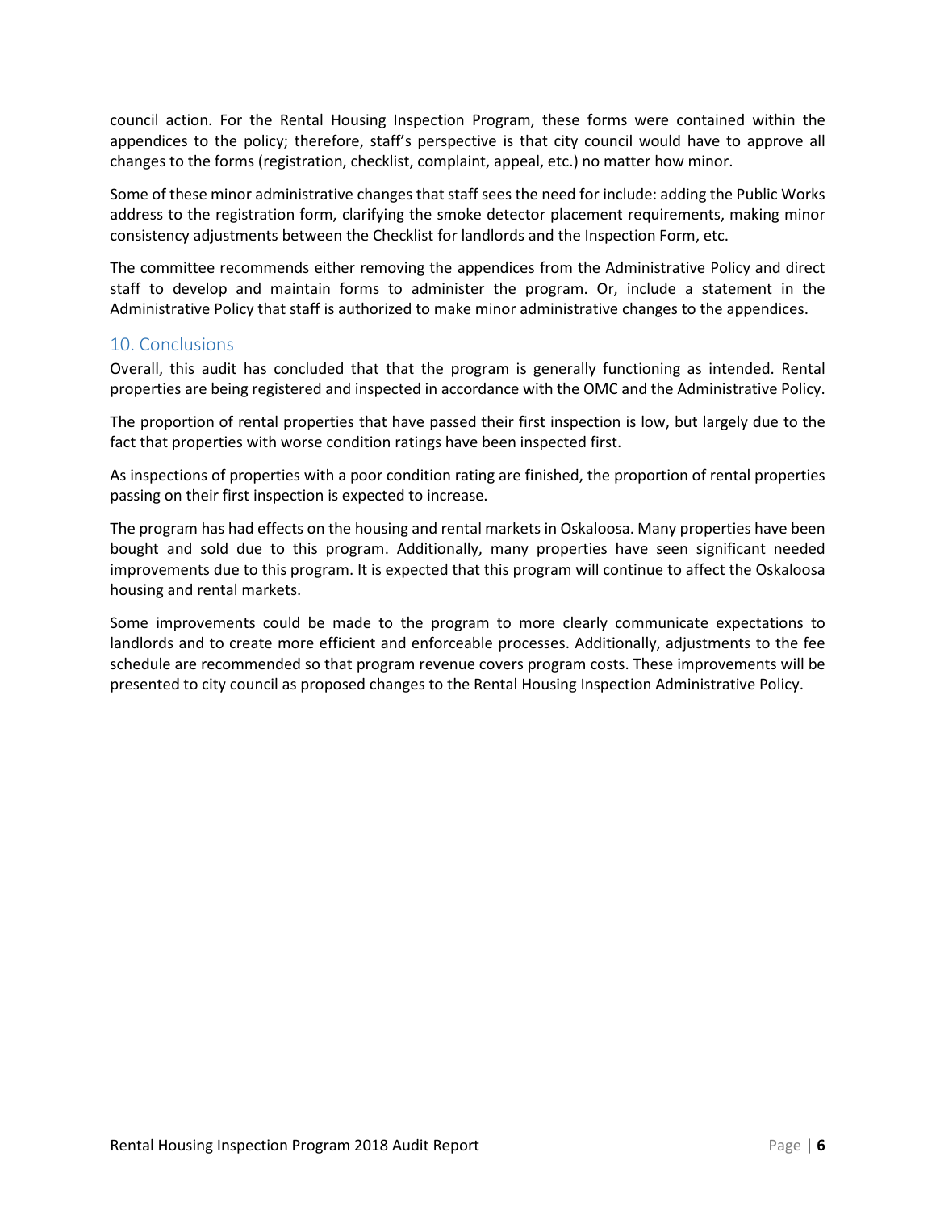council action. For the Rental Housing Inspection Program, these forms were contained within the appendices to the policy; therefore, staff's perspective is that city council would have to approve all changes to the forms (registration, checklist, complaint, appeal, etc.) no matter how minor.

Some of these minor administrative changes that staff sees the need for include: adding the Public Works address to the registration form, clarifying the smoke detector placement requirements, making minor consistency adjustments between the Checklist for landlords and the Inspection Form, etc.

The committee recommends either removing the appendices from the Administrative Policy and direct staff to develop and maintain forms to administer the program. Or, include a statement in the Administrative Policy that staff is authorized to make minor administrative changes to the appendices.

## 10. Conclusions

Overall, this audit has concluded that that the program is generally functioning as intended. Rental properties are being registered and inspected in accordance with the OMC and the Administrative Policy.

The proportion of rental properties that have passed their first inspection is low, but largely due to the fact that properties with worse condition ratings have been inspected first.

As inspections of properties with a poor condition rating are finished, the proportion of rental properties passing on their first inspection is expected to increase.

The program has had effects on the housing and rental markets in Oskaloosa. Many properties have been bought and sold due to this program. Additionally, many properties have seen significant needed improvements due to this program. It is expected that this program will continue to affect the Oskaloosa housing and rental markets.

Some improvements could be made to the program to more clearly communicate expectations to landlords and to create more efficient and enforceable processes. Additionally, adjustments to the fee schedule are recommended so that program revenue covers program costs. These improvements will be presented to city council as proposed changes to the Rental Housing Inspection Administrative Policy.